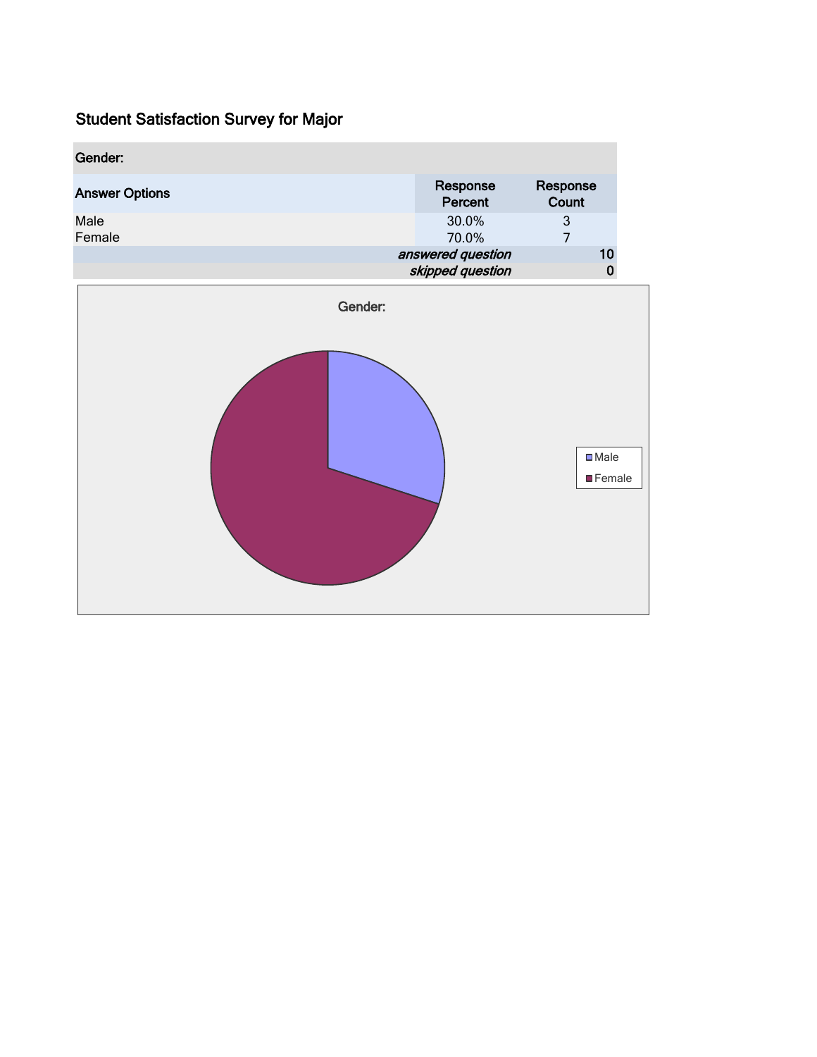# Student Satisfaction Survey for Major

| Gender: | | |
|---|---|---|
| Answer Options | Response Percent | Response Count |
| Male | 30.0% | 3 |
| Female | 70.0% | 7 |
| | *answered question* | 10 |
| | *skipped question* | 0 |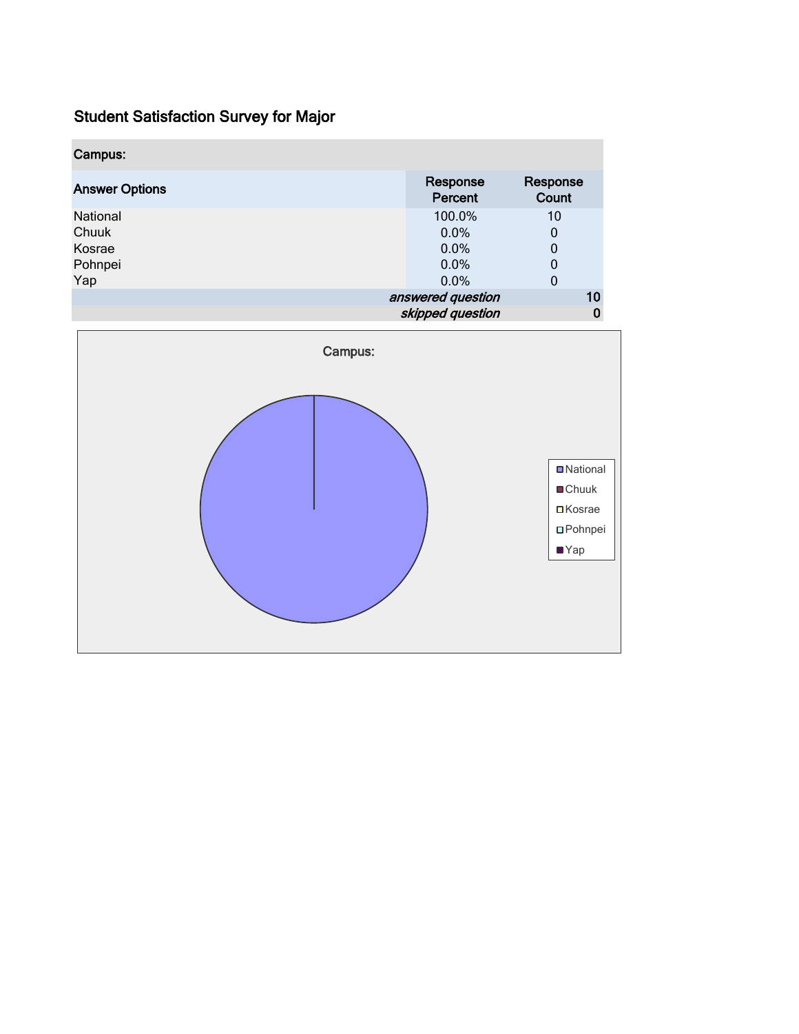## Student Satisfaction Survey for Major

| Campus: | | |
|---|---|---|
| **Answer Options** | **Response Percent** | **Response Count** |
| National | 100.0% | 10 |
| Chuuk | 0.0% | 0 |
| Kosrae | 0.0% | 0 |
| Pohnpei | 0.0% | 0 |
| Yap | 0.0% | 0 |
| | *answered question* | 10 |
| | *skipped question* | 0 |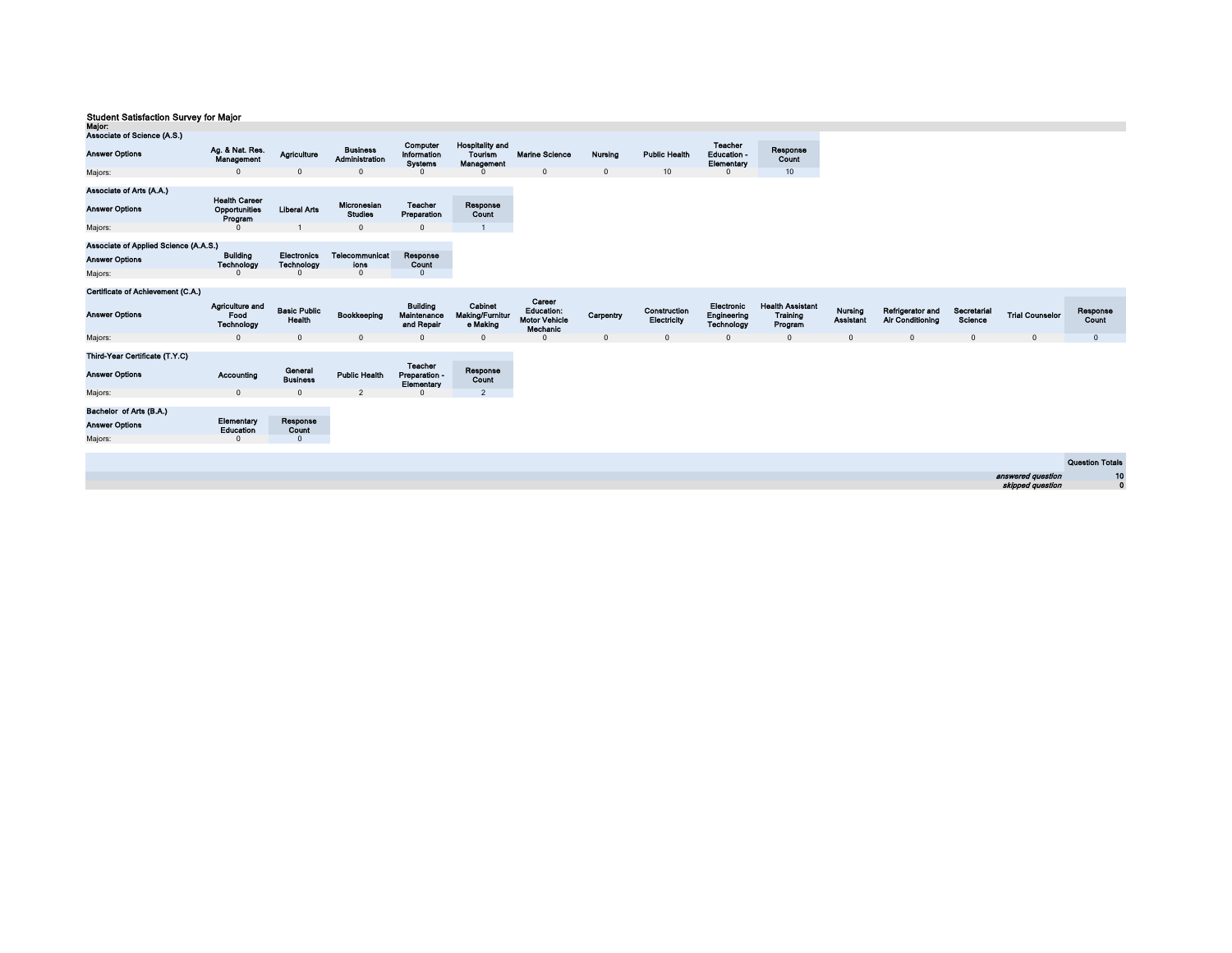## Student Satisfaction Survey for Major

**Major:**

**Associate of Science (A.S.)**

| Answer Options | Ag. & Nat. Res. Management | Agriculture | Business Administration | Computer Information Systems | Hospitality and Tourism Management | Marine Science | Nursing | Public Health | Teacher Education - Elementary | Response Count |
|---|---|---|---|---|---|---|---|---|---|---|
| Majors: | 0 | 0 | 0 | 0 | 0 | 0 | 0 | 10 | 0 | 10 |

**Associate of Arts (A.A.)**

| Answer Options | Health Career Opportunities Program | Liberal Arts | Micronesian Studies | Teacher Preparation | Response Count |
|---|---|---|---|---|---|
| Majors: | 0 | 1 | 0 | 0 | 1 |

**Associate of Applied Science (A.A.S.)**

| Answer Options | Building Technology | Electronics Technology | Telecommunications | Response Count |
|---|---|---|---|---|
| Majors: | 0 | 0 | 0 | 0 |

**Certificate of Achievement (C.A.)**

| Answer Options | Agriculture and Food Technology | Basic Public Health | Bookkeeping | Building Maintenance and Repair | Cabinet Making/Furniture Making | Career Education: Motor Vehicle Mechanic | Carpentry | Construction Electricity | Electronic Engineering Technology | Health Assistant Training Program | Nursing Assistant | Refrigerator and Air Conditioning | Secretarial Science | Trial Counselor | Response Count |
|---|---|---|---|---|---|---|---|---|---|---|---|---|---|---|---|
| Majors: | 0 | 0 | 0 | 0 | 0 | 0 | 0 | 0 | 0 | 0 | 0 | 0 | 0 | 0 | 0 |

**Third-Year Certificate (T.Y.C)**

| Answer Options | Accounting | General Business | Public Health | Teacher Preparation - Elementary | Response Count |
|---|---|---|---|---|---|
| Majors: | 0 | 0 | 2 | 0 | 2 |

**Bachelor of Arts (B.A.)**

| Answer Options | Elementary Education | Response Count |
|---|---|---|
| Majors: | 0 | 0 |

| | Question Totals |
|---|---|
| *answered question* | 10 |
| *skipped question* | 0 |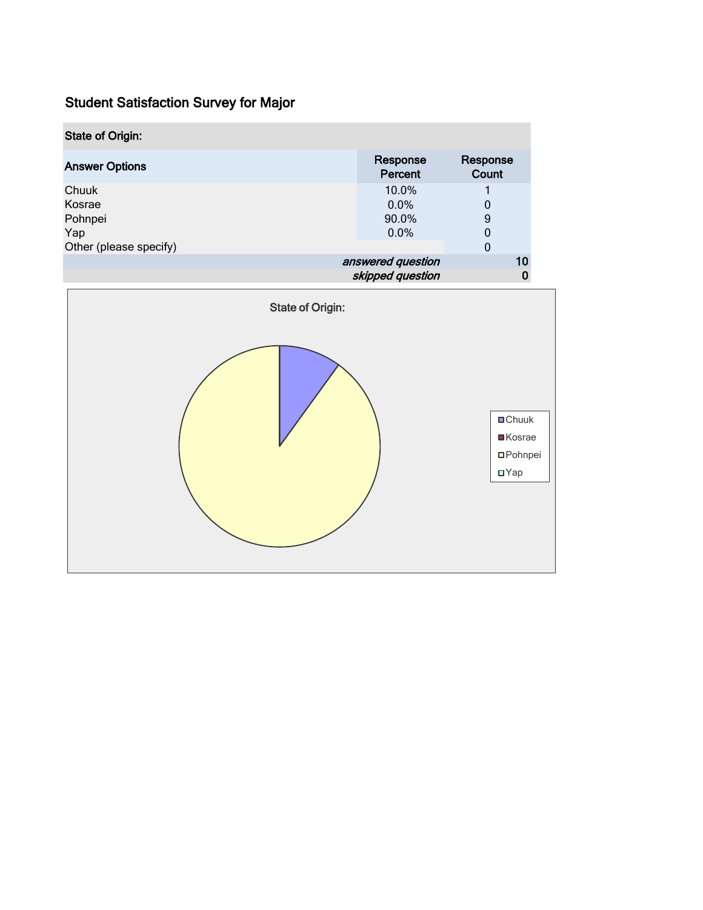# Student Satisfaction Survey for Major

| State of Origin: | | |
|---|---|---|
| **Answer Options** | **Response Percent** | **Response Count** |
| Chuuk | 10.0% | 1 |
| Kosrae | 0.0% | 0 |
| Pohnpei | 90.0% | 9 |
| Yap | 0.0% | 0 |
| Other (please specify) | | 0 |
| | ***answered question*** | **10** |
| | ***skipped question*** | **0** |

State of Origin:

- Chuuk
- Kosrae
- Pohnpei
- Yap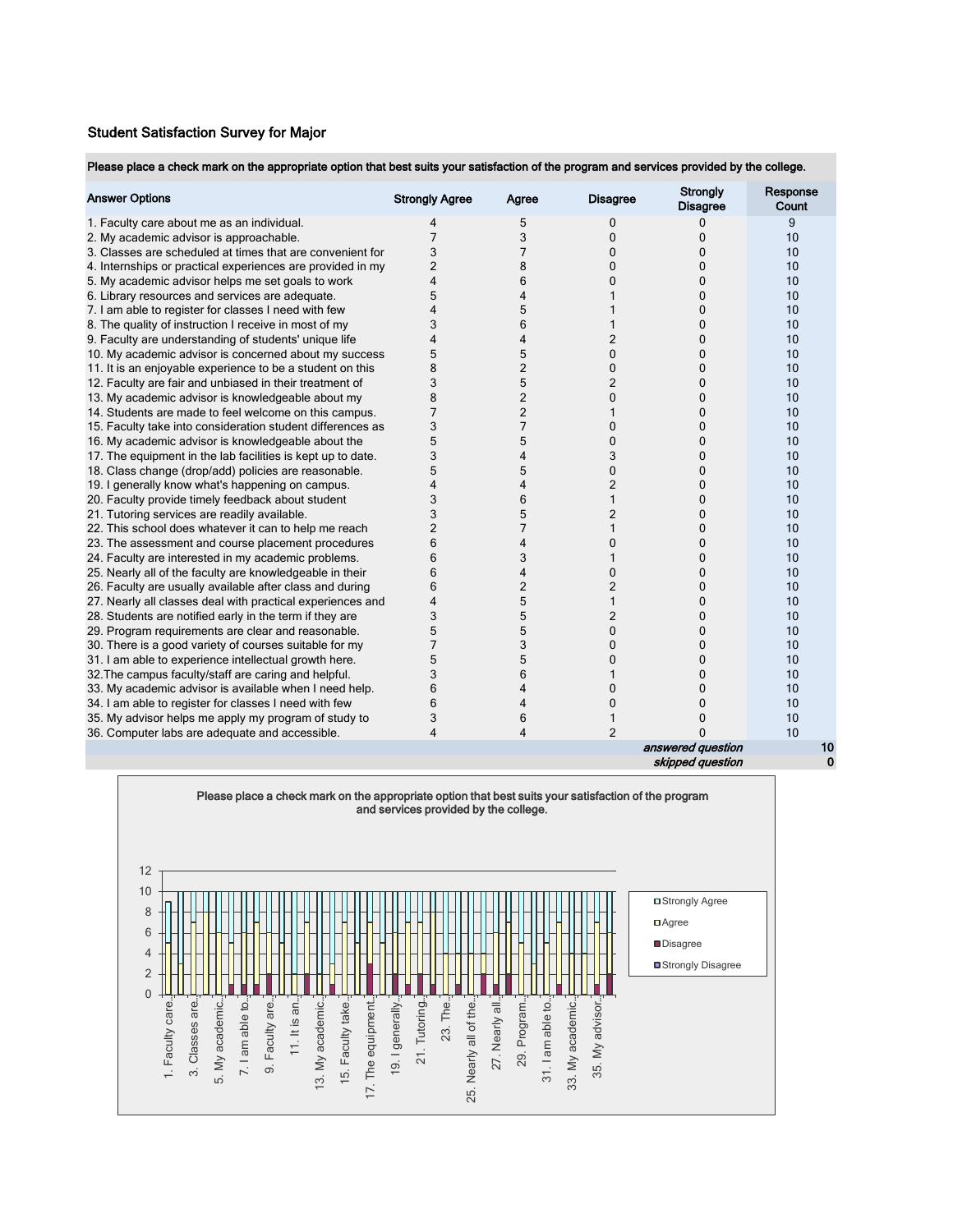## Student Satisfaction Survey for Major

**Please place a check mark on the appropriate option that best suits your satisfaction of the program and services provided by the college.**

| Answer Options | Strongly Agree | Agree | Disagree | Strongly Disagree | Response Count |
|---|---|---|---|---|---|
| 1. Faculty care about me as an individual. | 4 | 5 | 0 | 0 | 9 |
| 2. My academic advisor is approachable. | 7 | 3 | 0 | 0 | 10 |
| 3. Classes are scheduled at times that are convenient for | 3 | 7 | 0 | 0 | 10 |
| 4. Internships or practical experiences are provided in my | 2 | 8 | 0 | 0 | 10 |
| 5. My academic advisor helps me set goals to work | 4 | 6 | 0 | 0 | 10 |
| 6. Library resources and services are adequate. | 5 | 4 | 1 | 0 | 10 |
| 7. I am able to register for classes I need with few | 4 | 5 | 1 | 0 | 10 |
| 8. The quality of instruction I receive in most of my | 3 | 6 | 1 | 0 | 10 |
| 9. Faculty are understanding of students' unique life | 4 | 4 | 2 | 0 | 10 |
| 10. My academic advisor is concerned about my success | 5 | 5 | 0 | 0 | 10 |
| 11. It is an enjoyable experience to be a student on this | 8 | 2 | 0 | 0 | 10 |
| 12. Faculty are fair and unbiased in their treatment of | 3 | 5 | 2 | 0 | 10 |
| 13. My academic advisor is knowledgeable about my | 8 | 2 | 0 | 0 | 10 |
| 14. Students are made to feel welcome on this campus. | 7 | 2 | 1 | 0 | 10 |
| 15. Faculty take into consideration student differences as | 3 | 7 | 0 | 0 | 10 |
| 16. My academic advisor is knowledgeable about the | 5 | 5 | 0 | 0 | 10 |
| 17. The equipment in the lab facilities is kept up to date. | 3 | 4 | 3 | 0 | 10 |
| 18. Class change (drop/add) policies are reasonable. | 5 | 5 | 0 | 0 | 10 |
| 19. I generally know what's happening on campus. | 4 | 4 | 2 | 0 | 10 |
| 20. Faculty provide timely feedback about student | 3 | 6 | 1 | 0 | 10 |
| 21. Tutoring services are readily available. | 3 | 5 | 2 | 0 | 10 |
| 22. This school does whatever it can to help me reach | 2 | 7 | 1 | 0 | 10 |
| 23. The assessment and course placement procedures | 6 | 4 | 0 | 0 | 10 |
| 24. Faculty are interested in my academic problems. | 6 | 3 | 1 | 0 | 10 |
| 25. Nearly all of the faculty are knowledgeable in their | 6 | 4 | 0 | 0 | 10 |
| 26. Faculty are usually available after class and during | 6 | 2 | 2 | 0 | 10 |
| 27. Nearly all classes deal with practical experiences and | 4 | 5 | 1 | 0 | 10 |
| 28. Students are notified early in the term if they are | 3 | 5 | 2 | 0 | 10 |
| 29. Program requirements are clear and reasonable. | 5 | 5 | 0 | 0 | 10 |
| 30. There is a good variety of courses suitable for my | 7 | 3 | 0 | 0 | 10 |
| 31. I am able to experience intellectual growth here. | 5 | 5 | 0 | 0 | 10 |
| 32.The campus faculty/staff are caring and helpful. | 3 | 6 | 1 | 0 | 10 |
| 33. My academic advisor is available when I need help. | 6 | 4 | 0 | 0 | 10 |
| 34. I am able to register for classes I need with few | 6 | 4 | 0 | 0 | 10 |
| 35. My advisor helps me apply my program of study to | 3 | 6 | 1 | 0 | 10 |
| 36. Computer labs are adequate and accessible. | 4 | 4 | 2 | 0 | 10 |
| | | | | *answered question* | 10 |
| | | | | *skipped question* | 0 |

Please place a check mark on the appropriate option that best suits your satisfaction of the program and services provided by the college.

12
10
8
6
4
2
0

1. Faculty care...
3. Classes are...
5. My academic...
7. I am able to...
9. Faculty are...
11. It is an...
13. My academic...
15. Faculty take...
17. The equipment...
19. I generally...
21. Tutoring...
23. The...
25. Nearly all of the...
27. Nearly all...
29. Program...
31. I am able to...
33. My academic...
35. My advisor...

Strongly Agree
Agree
Disagree
Strongly Disagree